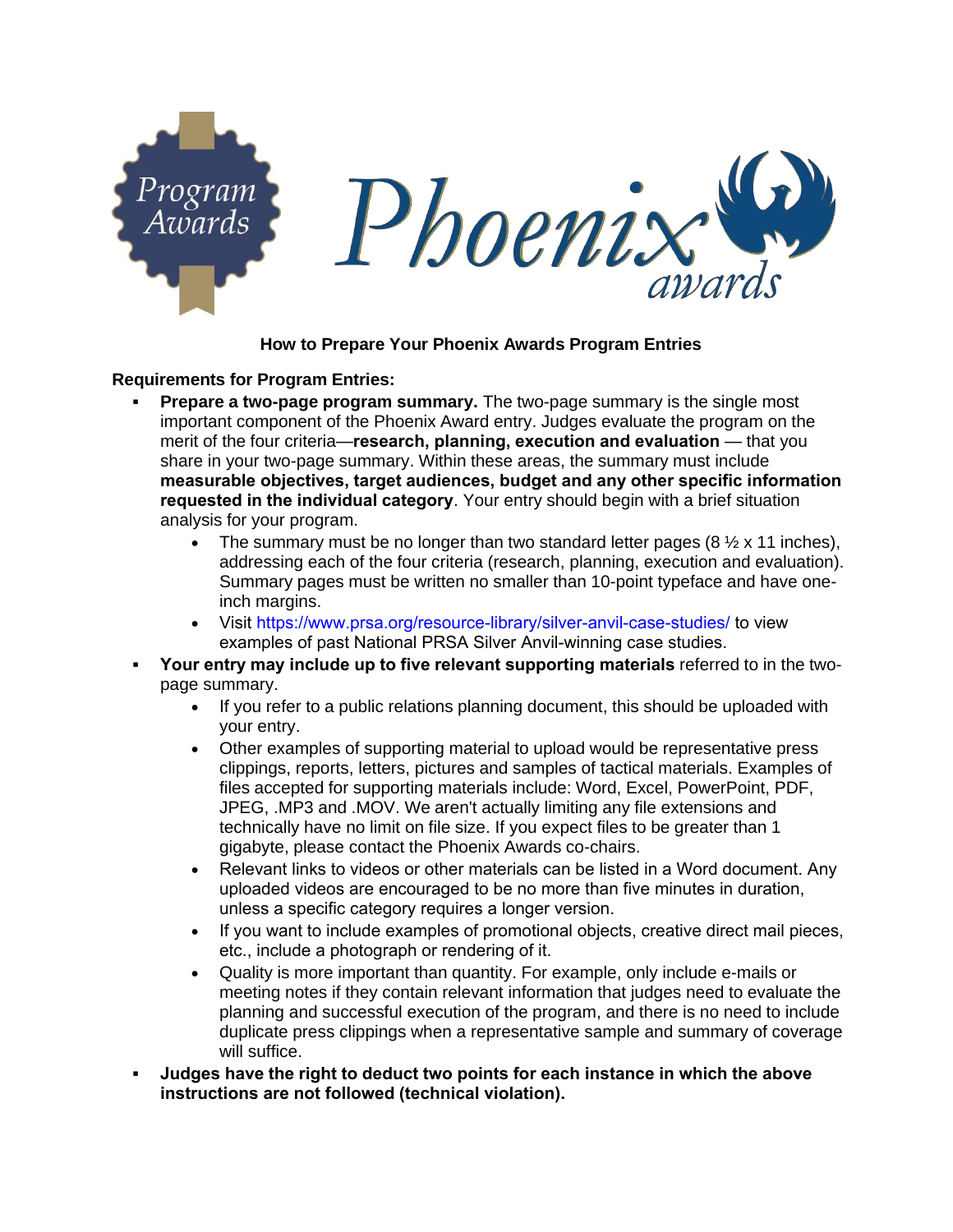Program Awards

Phoenix awards

## How to Prepare Your Phoenix Awards Program Entries

**Requirements for Program Entries:**

- **Prepare a two-page program summary.** The two-page summary is the single most important component of the Phoenix Award entry. Judges evaluate the program on the merit of the four criteria—**research, planning, execution and evaluation** — that you share in your two-page summary. Within these areas, the summary must include **measurable objectives, target audiences, budget and any other specific information requested in the individual category**. Your entry should begin with a brief situation analysis for your program.
  - The summary must be no longer than two standard letter pages (8 ½ x 11 inches), addressing each of the four criteria (research, planning, execution and evaluation). Summary pages must be written no smaller than 10-point typeface and have one-inch margins.
  - Visit https://www.prsa.org/resource-library/silver-anvil-case-studies/ to view examples of past National PRSA Silver Anvil-winning case studies.
- **Your entry may include up to five relevant supporting materials** referred to in the two-page summary.
  - If you refer to a public relations planning document, this should be uploaded with your entry.
  - Other examples of supporting material to upload would be representative press clippings, reports, letters, pictures and samples of tactical materials. Examples of files accepted for supporting materials include: Word, Excel, PowerPoint, PDF, JPEG, .MP3 and .MOV. We aren't actually limiting any file extensions and technically have no limit on file size. If you expect files to be greater than 1 gigabyte, please contact the Phoenix Awards co-chairs.
  - Relevant links to videos or other materials can be listed in a Word document. Any uploaded videos are encouraged to be no more than five minutes in duration, unless a specific category requires a longer version.
  - If you want to include examples of promotional objects, creative direct mail pieces, etc., include a photograph or rendering of it.
  - Quality is more important than quantity. For example, only include e-mails or meeting notes if they contain relevant information that judges need to evaluate the planning and successful execution of the program, and there is no need to include duplicate press clippings when a representative sample and summary of coverage will suffice.
- **Judges have the right to deduct two points for each instance in which the above instructions are not followed (technical violation).**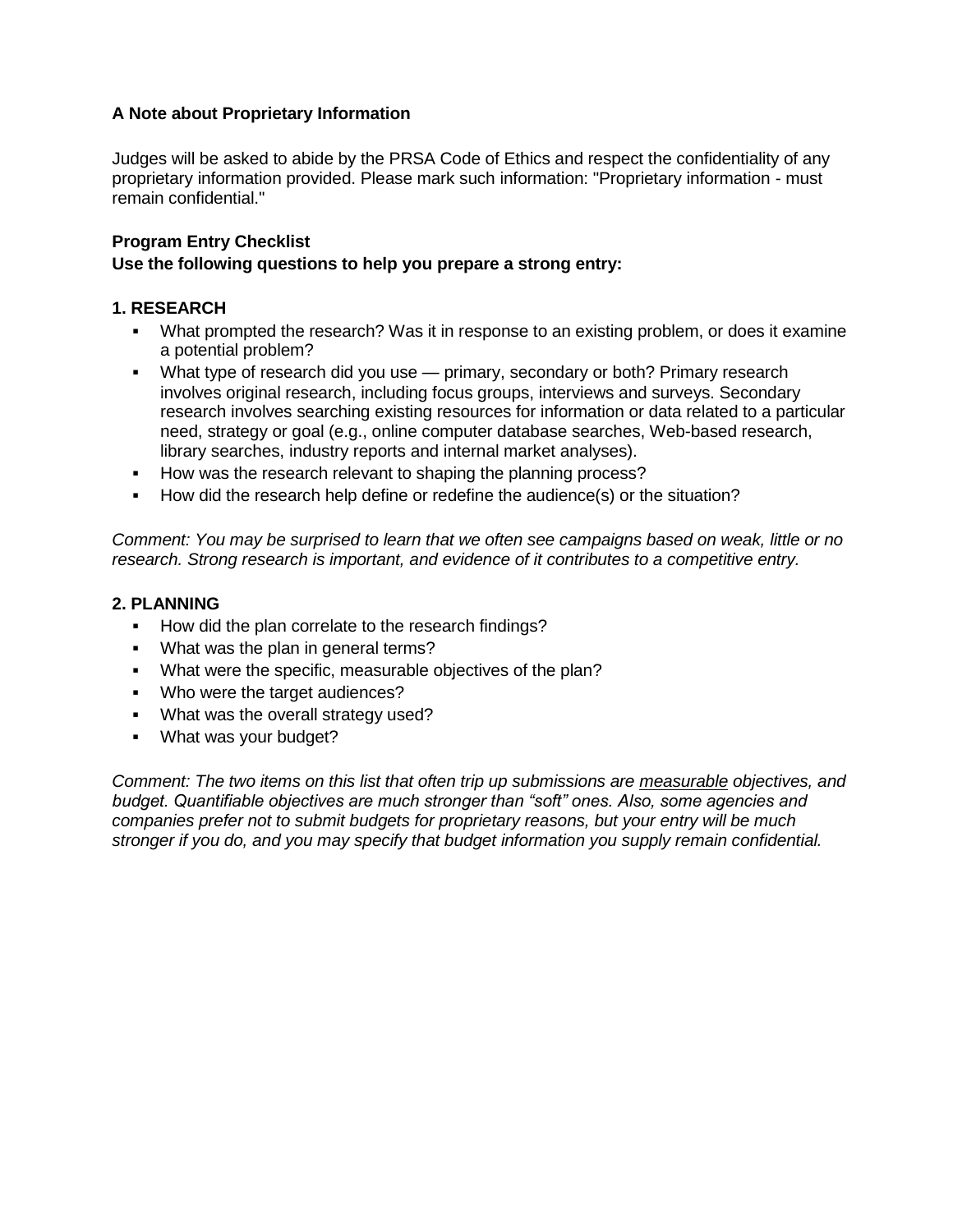**A Note about Proprietary Information**

Judges will be asked to abide by the PRSA Code of Ethics and respect the confidentiality of any proprietary information provided. Please mark such information: "Proprietary information - must remain confidential."

**Program Entry Checklist**
**Use the following questions to help you prepare a strong entry:**

**1. RESEARCH**

- What prompted the research? Was it in response to an existing problem, or does it examine a potential problem?
- What type of research did you use — primary, secondary or both? Primary research involves original research, including focus groups, interviews and surveys. Secondary research involves searching existing resources for information or data related to a particular need, strategy or goal (e.g., online computer database searches, Web-based research, library searches, industry reports and internal market analyses).
- How was the research relevant to shaping the planning process?
- How did the research help define or redefine the audience(s) or the situation?

*Comment: You may be surprised to learn that we often see campaigns based on weak, little or no research. Strong research is important, and evidence of it contributes to a competitive entry.*

**2. PLANNING**

- How did the plan correlate to the research findings?
- What was the plan in general terms?
- What were the specific, measurable objectives of the plan?
- Who were the target audiences?
- What was the overall strategy used?
- What was your budget?

*Comment: The two items on this list that often trip up submissions are <u>measurable</u> objectives, and budget. Quantifiable objectives are much stronger than "soft" ones. Also, some agencies and companies prefer not to submit budgets for proprietary reasons, but your entry will be much stronger if you do, and you may specify that budget information you supply remain confidential.*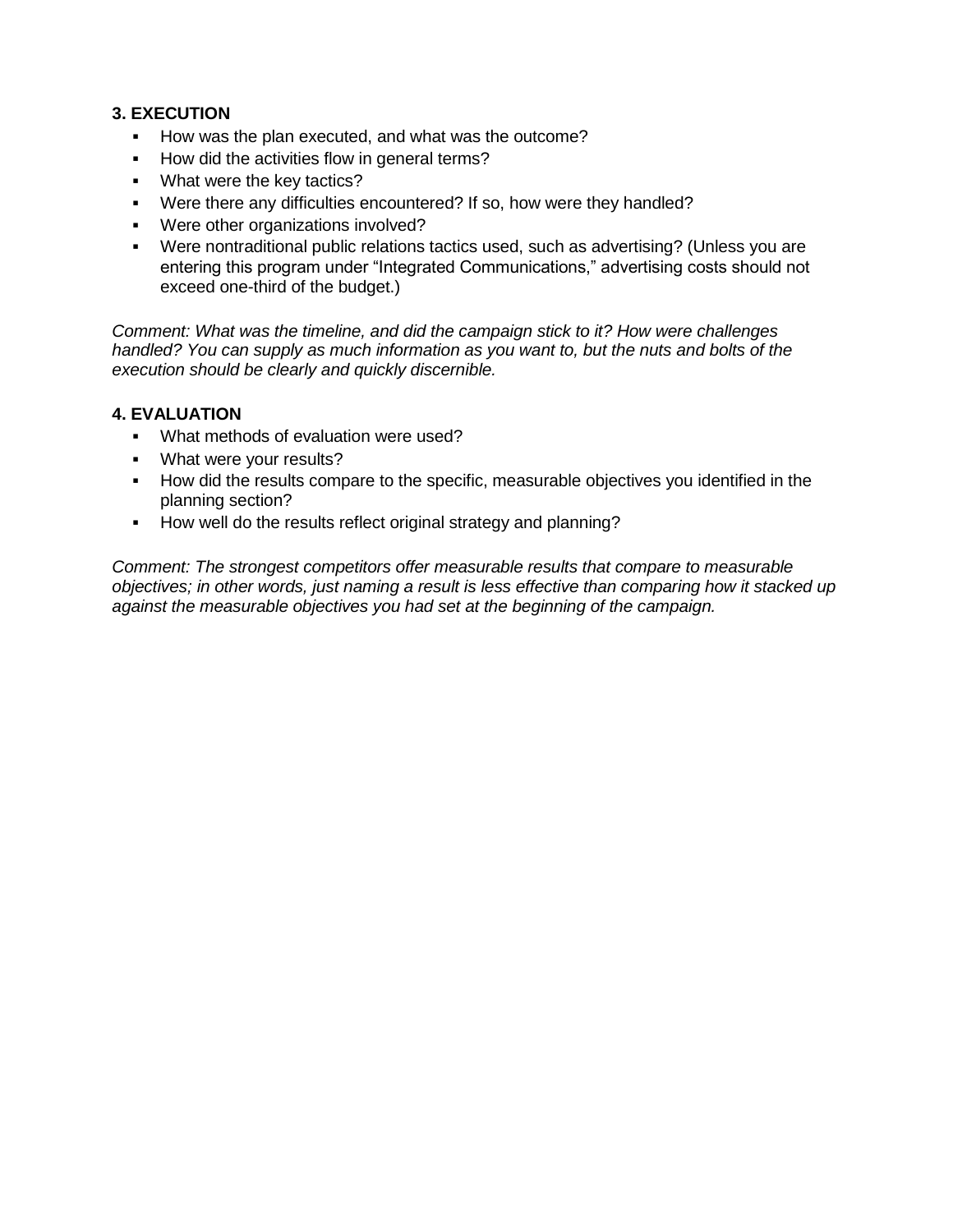### 3. EXECUTION

- How was the plan executed, and what was the outcome?
- How did the activities flow in general terms?
- What were the key tactics?
- Were there any difficulties encountered? If so, how were they handled?
- Were other organizations involved?
- Were nontraditional public relations tactics used, such as advertising? (Unless you are entering this program under "Integrated Communications," advertising costs should not exceed one-third of the budget.)

*Comment: What was the timeline, and did the campaign stick to it? How were challenges handled? You can supply as much information as you want to, but the nuts and bolts of the execution should be clearly and quickly discernible.*

### 4. EVALUATION

- What methods of evaluation were used?
- What were your results?
- How did the results compare to the specific, measurable objectives you identified in the planning section?
- How well do the results reflect original strategy and planning?

*Comment: The strongest competitors offer measurable results that compare to measurable objectives; in other words, just naming a result is less effective than comparing how it stacked up against the measurable objectives you had set at the beginning of the campaign.*